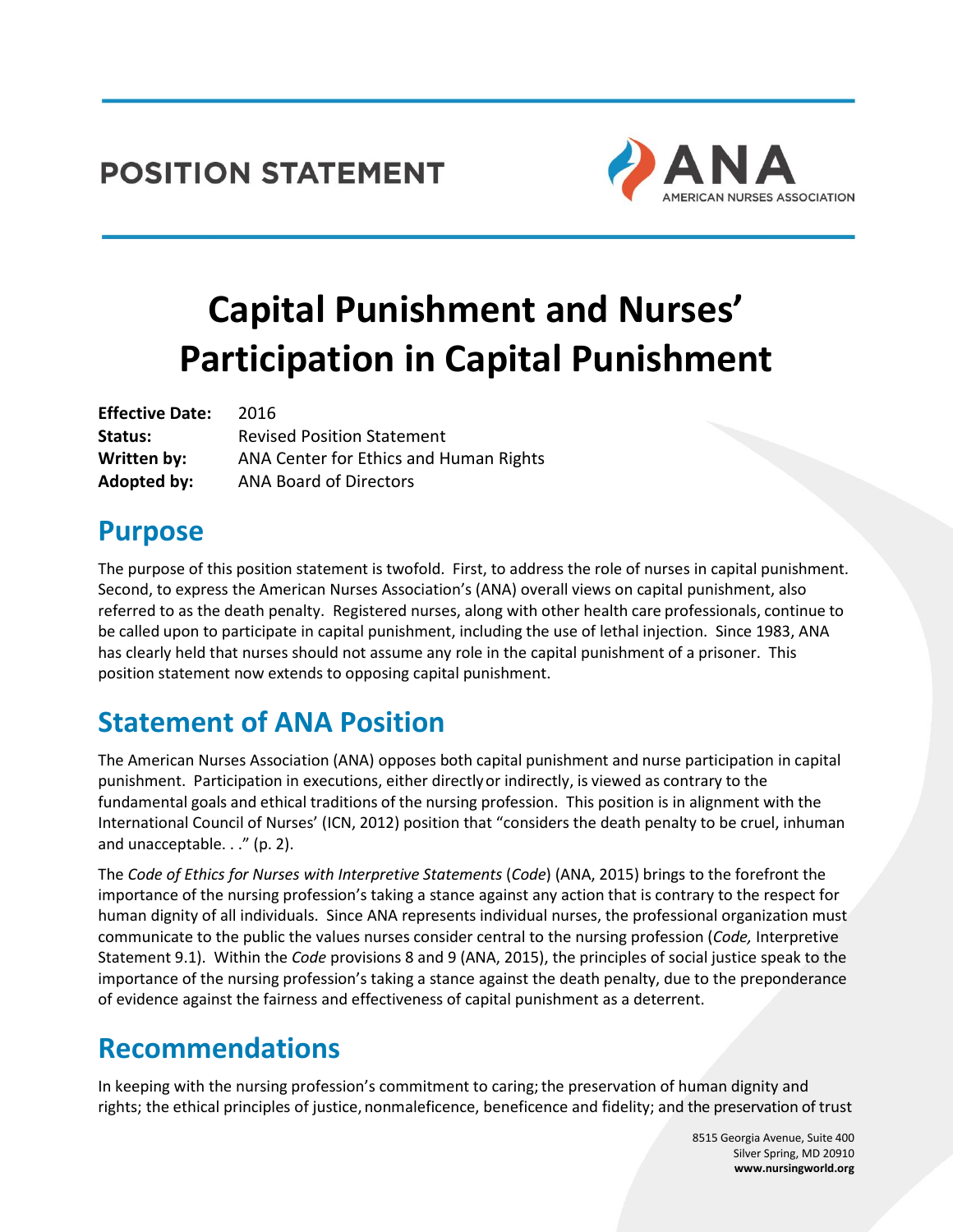POSITION STATEMENT

ANA
AMERICAN NURSES ASSOCIATION

# Capital Punishment and Nurses' Participation in Capital Punishment

**Effective Date:** 2016
**Status:** Revised Position Statement
**Written by:** ANA Center for Ethics and Human Rights
**Adopted by:** ANA Board of Directors

## Purpose

The purpose of this position statement is twofold. First, to address the role of nurses in capital punishment. Second, to express the American Nurses Association's (ANA) overall views on capital punishment, also referred to as the death penalty. Registered nurses, along with other health care professionals, continue to be called upon to participate in capital punishment, including the use of lethal injection. Since 1983, ANA has clearly held that nurses should not assume any role in the capital punishment of a prisoner. This position statement now extends to opposing capital punishment.

## Statement of ANA Position

The American Nurses Association (ANA) opposes both capital punishment and nurse participation in capital punishment. Participation in executions, either directly or indirectly, is viewed as contrary to the fundamental goals and ethical traditions of the nursing profession. This position is in alignment with the International Council of Nurses' (ICN, 2012) position that "considers the death penalty to be cruel, inhuman and unacceptable. . ." (p. 2).

The *Code of Ethics for Nurses with Interpretive Statements* (*Code*) (ANA, 2015) brings to the forefront the importance of the nursing profession's taking a stance against any action that is contrary to the respect for human dignity of all individuals. Since ANA represents individual nurses, the professional organization must communicate to the public the values nurses consider central to the nursing profession (*Code,* Interpretive Statement 9.1). Within the *Code* provisions 8 and 9 (ANA, 2015), the principles of social justice speak to the importance of the nursing profession's taking a stance against the death penalty, due to the preponderance of evidence against the fairness and effectiveness of capital punishment as a deterrent.

## Recommendations

In keeping with the nursing profession's commitment to caring; the preservation of human dignity and rights; the ethical principles of justice, nonmaleficence, beneficence and fidelity; and the preservation of trust

8515 Georgia Avenue, Suite 400
Silver Spring, MD 20910
**www.nursingworld.org**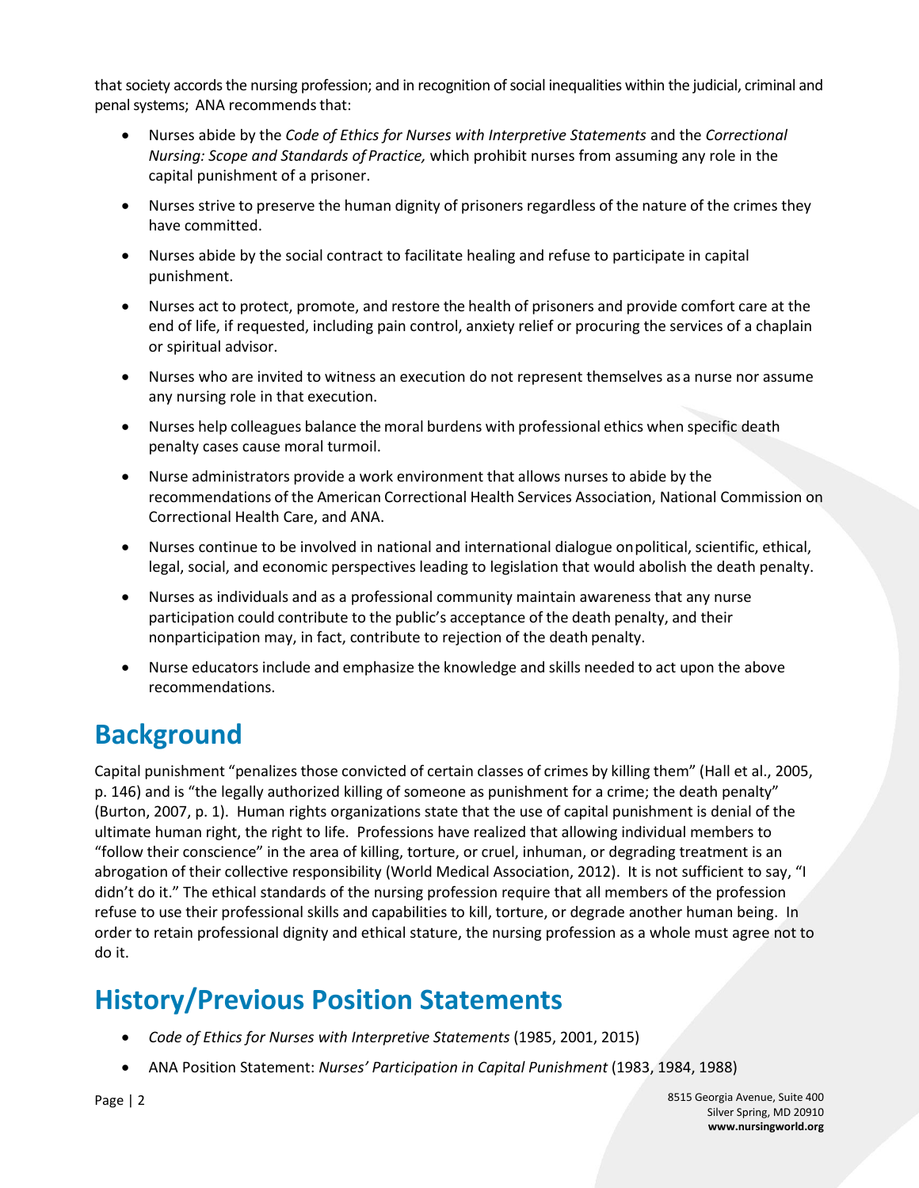that society accords the nursing profession; and in recognition of social inequalities within the judicial, criminal and penal systems; ANA recommends that:

- Nurses abide by the *Code of Ethics for Nurses with Interpretive Statements* and the *Correctional Nursing: Scope and Standards of Practice,* which prohibit nurses from assuming any role in the capital punishment of a prisoner.
- Nurses strive to preserve the human dignity of prisoners regardless of the nature of the crimes they have committed.
- Nurses abide by the social contract to facilitate healing and refuse to participate in capital punishment.
- Nurses act to protect, promote, and restore the health of prisoners and provide comfort care at the end of life, if requested, including pain control, anxiety relief or procuring the services of a chaplain or spiritual advisor.
- Nurses who are invited to witness an execution do not represent themselves as a nurse nor assume any nursing role in that execution.
- Nurses help colleagues balance the moral burdens with professional ethics when specific death penalty cases cause moral turmoil.
- Nurse administrators provide a work environment that allows nurses to abide by the recommendations of the American Correctional Health Services Association, National Commission on Correctional Health Care, and ANA.
- Nurses continue to be involved in national and international dialogue on political, scientific, ethical, legal, social, and economic perspectives leading to legislation that would abolish the death penalty.
- Nurses as individuals and as a professional community maintain awareness that any nurse participation could contribute to the public's acceptance of the death penalty, and their nonparticipation may, in fact, contribute to rejection of the death penalty.
- Nurse educators include and emphasize the knowledge and skills needed to act upon the above recommendations.

## Background

Capital punishment "penalizes those convicted of certain classes of crimes by killing them" (Hall et al., 2005, p. 146) and is "the legally authorized killing of someone as punishment for a crime; the death penalty" (Burton, 2007, p. 1). Human rights organizations state that the use of capital punishment is denial of the ultimate human right, the right to life. Professions have realized that allowing individual members to "follow their conscience" in the area of killing, torture, or cruel, inhuman, or degrading treatment is an abrogation of their collective responsibility (World Medical Association, 2012). It is not sufficient to say, "I didn't do it." The ethical standards of the nursing profession require that all members of the profession refuse to use their professional skills and capabilities to kill, torture, or degrade another human being. In order to retain professional dignity and ethical stature, the nursing profession as a whole must agree not to do it.

## History/Previous Position Statements

- *Code of Ethics for Nurses with Interpretive Statements* (1985, 2001, 2015)
- ANA Position Statement: *Nurses' Participation in Capital Punishment* (1983, 1984, 1988)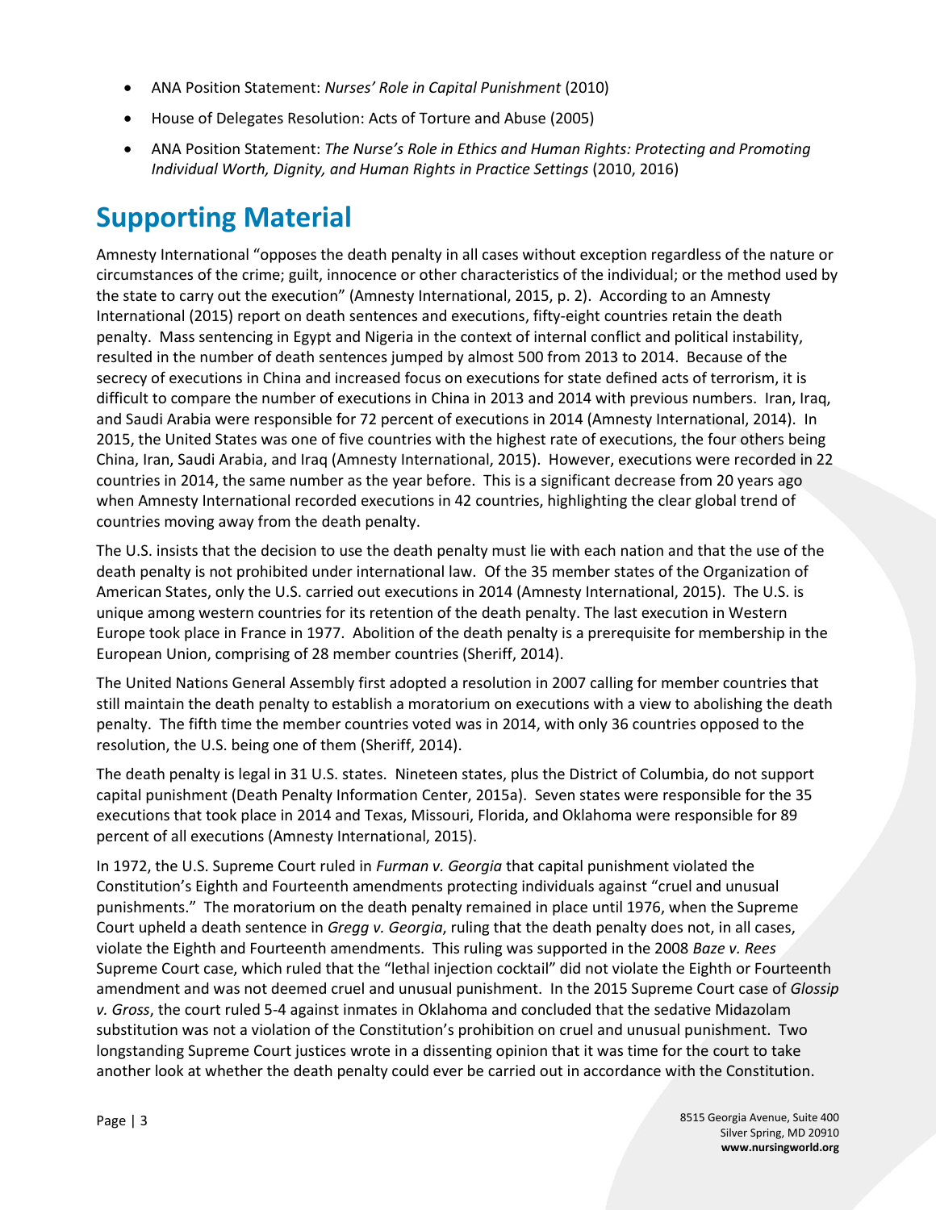- ANA Position Statement: *Nurses' Role in Capital Punishment* (2010)
- House of Delegates Resolution: Acts of Torture and Abuse (2005)
- ANA Position Statement: *The Nurse's Role in Ethics and Human Rights: Protecting and Promoting Individual Worth, Dignity, and Human Rights in Practice Settings* (2010, 2016)

# Supporting Material

Amnesty International "opposes the death penalty in all cases without exception regardless of the nature or circumstances of the crime; guilt, innocence or other characteristics of the individual; or the method used by the state to carry out the execution" (Amnesty International, 2015, p. 2). According to an Amnesty International (2015) report on death sentences and executions, fifty-eight countries retain the death penalty. Mass sentencing in Egypt and Nigeria in the context of internal conflict and political instability, resulted in the number of death sentences jumped by almost 500 from 2013 to 2014. Because of the secrecy of executions in China and increased focus on executions for state defined acts of terrorism, it is difficult to compare the number of executions in China in 2013 and 2014 with previous numbers. Iran, Iraq, and Saudi Arabia were responsible for 72 percent of executions in 2014 (Amnesty International, 2014). In 2015, the United States was one of five countries with the highest rate of executions, the four others being China, Iran, Saudi Arabia, and Iraq (Amnesty International, 2015). However, executions were recorded in 22 countries in 2014, the same number as the year before. This is a significant decrease from 20 years ago when Amnesty International recorded executions in 42 countries, highlighting the clear global trend of countries moving away from the death penalty.

The U.S. insists that the decision to use the death penalty must lie with each nation and that the use of the death penalty is not prohibited under international law. Of the 35 member states of the Organization of American States, only the U.S. carried out executions in 2014 (Amnesty International, 2015). The U.S. is unique among western countries for its retention of the death penalty. The last execution in Western Europe took place in France in 1977. Abolition of the death penalty is a prerequisite for membership in the European Union, comprising of 28 member countries (Sheriff, 2014).

The United Nations General Assembly first adopted a resolution in 2007 calling for member countries that still maintain the death penalty to establish a moratorium on executions with a view to abolishing the death penalty. The fifth time the member countries voted was in 2014, with only 36 countries opposed to the resolution, the U.S. being one of them (Sheriff, 2014).

The death penalty is legal in 31 U.S. states. Nineteen states, plus the District of Columbia, do not support capital punishment (Death Penalty Information Center, 2015a). Seven states were responsible for the 35 executions that took place in 2014 and Texas, Missouri, Florida, and Oklahoma were responsible for 89 percent of all executions (Amnesty International, 2015).

In 1972, the U.S. Supreme Court ruled in *Furman v. Georgia* that capital punishment violated the Constitution's Eighth and Fourteenth amendments protecting individuals against "cruel and unusual punishments." The moratorium on the death penalty remained in place until 1976, when the Supreme Court upheld a death sentence in *Gregg v. Georgia*, ruling that the death penalty does not, in all cases, violate the Eighth and Fourteenth amendments. This ruling was supported in the 2008 *Baze v. Rees* Supreme Court case, which ruled that the "lethal injection cocktail" did not violate the Eighth or Fourteenth amendment and was not deemed cruel and unusual punishment. In the 2015 Supreme Court case of *Glossip v. Gross*, the court ruled 5-4 against inmates in Oklahoma and concluded that the sedative Midazolam substitution was not a violation of the Constitution's prohibition on cruel and unusual punishment. Two longstanding Supreme Court justices wrote in a dissenting opinion that it was time for the court to take another look at whether the death penalty could ever be carried out in accordance with the Constitution.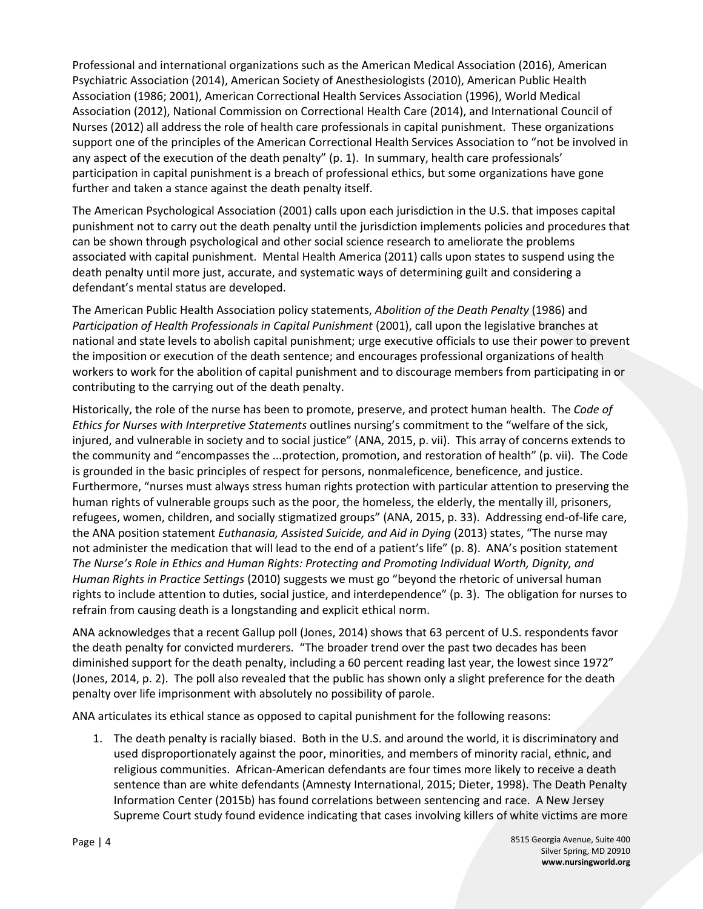Professional and international organizations such as the American Medical Association (2016), American Psychiatric Association (2014), American Society of Anesthesiologists (2010), American Public Health Association (1986; 2001), American Correctional Health Services Association (1996), World Medical Association (2012), National Commission on Correctional Health Care (2014), and International Council of Nurses (2012) all address the role of health care professionals in capital punishment. These organizations support one of the principles of the American Correctional Health Services Association to "not be involved in any aspect of the execution of the death penalty" (p. 1). In summary, health care professionals' participation in capital punishment is a breach of professional ethics, but some organizations have gone further and taken a stance against the death penalty itself.

The American Psychological Association (2001) calls upon each jurisdiction in the U.S. that imposes capital punishment not to carry out the death penalty until the jurisdiction implements policies and procedures that can be shown through psychological and other social science research to ameliorate the problems associated with capital punishment. Mental Health America (2011) calls upon states to suspend using the death penalty until more just, accurate, and systematic ways of determining guilt and considering a defendant's mental status are developed.

The American Public Health Association policy statements, *Abolition of the Death Penalty* (1986) and *Participation of Health Professionals in Capital Punishment* (2001), call upon the legislative branches at national and state levels to abolish capital punishment; urge executive officials to use their power to prevent the imposition or execution of the death sentence; and encourages professional organizations of health workers to work for the abolition of capital punishment and to discourage members from participating in or contributing to the carrying out of the death penalty.

Historically, the role of the nurse has been to promote, preserve, and protect human health. The *Code of Ethics for Nurses with Interpretive Statements* outlines nursing's commitment to the "welfare of the sick, injured, and vulnerable in society and to social justice" (ANA, 2015, p. vii). This array of concerns extends to the community and "encompasses the ...protection, promotion, and restoration of health" (p. vii). The Code is grounded in the basic principles of respect for persons, nonmaleficence, beneficence, and justice. Furthermore, "nurses must always stress human rights protection with particular attention to preserving the human rights of vulnerable groups such as the poor, the homeless, the elderly, the mentally ill, prisoners, refugees, women, children, and socially stigmatized groups" (ANA, 2015, p. 33). Addressing end-of-life care, the ANA position statement *Euthanasia, Assisted Suicide, and Aid in Dying* (2013) states, "The nurse may not administer the medication that will lead to the end of a patient's life" (p. 8). ANA's position statement *The Nurse's Role in Ethics and Human Rights: Protecting and Promoting Individual Worth, Dignity, and Human Rights in Practice Settings* (2010) suggests we must go "beyond the rhetoric of universal human rights to include attention to duties, social justice, and interdependence" (p. 3). The obligation for nurses to refrain from causing death is a longstanding and explicit ethical norm.

ANA acknowledges that a recent Gallup poll (Jones, 2014) shows that 63 percent of U.S. respondents favor the death penalty for convicted murderers. "The broader trend over the past two decades has been diminished support for the death penalty, including a 60 percent reading last year, the lowest since 1972" (Jones, 2014, p. 2). The poll also revealed that the public has shown only a slight preference for the death penalty over life imprisonment with absolutely no possibility of parole.

ANA articulates its ethical stance as opposed to capital punishment for the following reasons:

1. The death penalty is racially biased. Both in the U.S. and around the world, it is discriminatory and used disproportionately against the poor, minorities, and members of minority racial, ethnic, and religious communities. African-American defendants are four times more likely to receive a death sentence than are white defendants (Amnesty International, 2015; Dieter, 1998). The Death Penalty Information Center (2015b) has found correlations between sentencing and race. A New Jersey Supreme Court study found evidence indicating that cases involving killers of white victims are more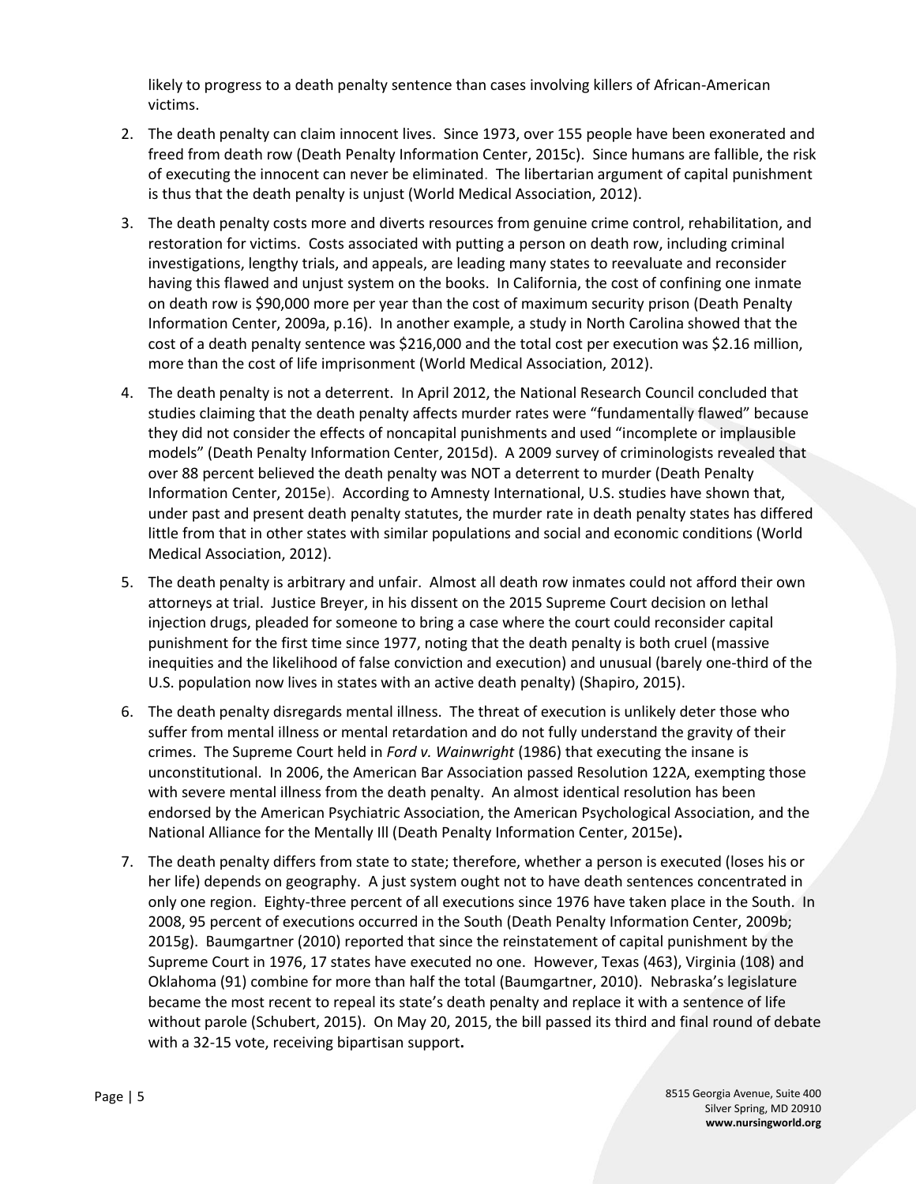likely to progress to a death penalty sentence than cases involving killers of African-American victims.

2. The death penalty can claim innocent lives. Since 1973, over 155 people have been exonerated and freed from death row (Death Penalty Information Center, 2015c). Since humans are fallible, the risk of executing the innocent can never be eliminated. The libertarian argument of capital punishment is thus that the death penalty is unjust (World Medical Association, 2012).
3. The death penalty costs more and diverts resources from genuine crime control, rehabilitation, and restoration for victims. Costs associated with putting a person on death row, including criminal investigations, lengthy trials, and appeals, are leading many states to reevaluate and reconsider having this flawed and unjust system on the books. In California, the cost of confining one inmate on death row is $90,000 more per year than the cost of maximum security prison (Death Penalty Information Center, 2009a, p.16). In another example, a study in North Carolina showed that the cost of a death penalty sentence was $216,000 and the total cost per execution was $2.16 million, more than the cost of life imprisonment (World Medical Association, 2012).
4. The death penalty is not a deterrent. In April 2012, the National Research Council concluded that studies claiming that the death penalty affects murder rates were "fundamentally flawed" because they did not consider the effects of noncapital punishments and used "incomplete or implausible models" (Death Penalty Information Center, 2015d). A 2009 survey of criminologists revealed that over 88 percent believed the death penalty was NOT a deterrent to murder (Death Penalty Information Center, 2015e). According to Amnesty International, U.S. studies have shown that, under past and present death penalty statutes, the murder rate in death penalty states has differed little from that in other states with similar populations and social and economic conditions (World Medical Association, 2012).
5. The death penalty is arbitrary and unfair. Almost all death row inmates could not afford their own attorneys at trial. Justice Breyer, in his dissent on the 2015 Supreme Court decision on lethal injection drugs, pleaded for someone to bring a case where the court could reconsider capital punishment for the first time since 1977, noting that the death penalty is both cruel (massive inequities and the likelihood of false conviction and execution) and unusual (barely one-third of the U.S. population now lives in states with an active death penalty) (Shapiro, 2015).
6. The death penalty disregards mental illness. The threat of execution is unlikely deter those who suffer from mental illness or mental retardation and do not fully understand the gravity of their crimes. The Supreme Court held in *Ford v. Wainwright* (1986) that executing the insane is unconstitutional. In 2006, the American Bar Association passed Resolution 122A, exempting those with severe mental illness from the death penalty. An almost identical resolution has been endorsed by the American Psychiatric Association, the American Psychological Association, and the National Alliance for the Mentally Ill (Death Penalty Information Center, 2015e).
7. The death penalty differs from state to state; therefore, whether a person is executed (loses his or her life) depends on geography. A just system ought not to have death sentences concentrated in only one region. Eighty-three percent of all executions since 1976 have taken place in the South. In 2008, 95 percent of executions occurred in the South (Death Penalty Information Center, 2009b; 2015g). Baumgartner (2010) reported that since the reinstatement of capital punishment by the Supreme Court in 1976, 17 states have executed no one. However, Texas (463), Virginia (108) and Oklahoma (91) combine for more than half the total (Baumgartner, 2010). Nebraska's legislature became the most recent to repeal its state's death penalty and replace it with a sentence of life without parole (Schubert, 2015). On May 20, 2015, the bill passed its third and final round of debate with a 32-15 vote, receiving bipartisan support.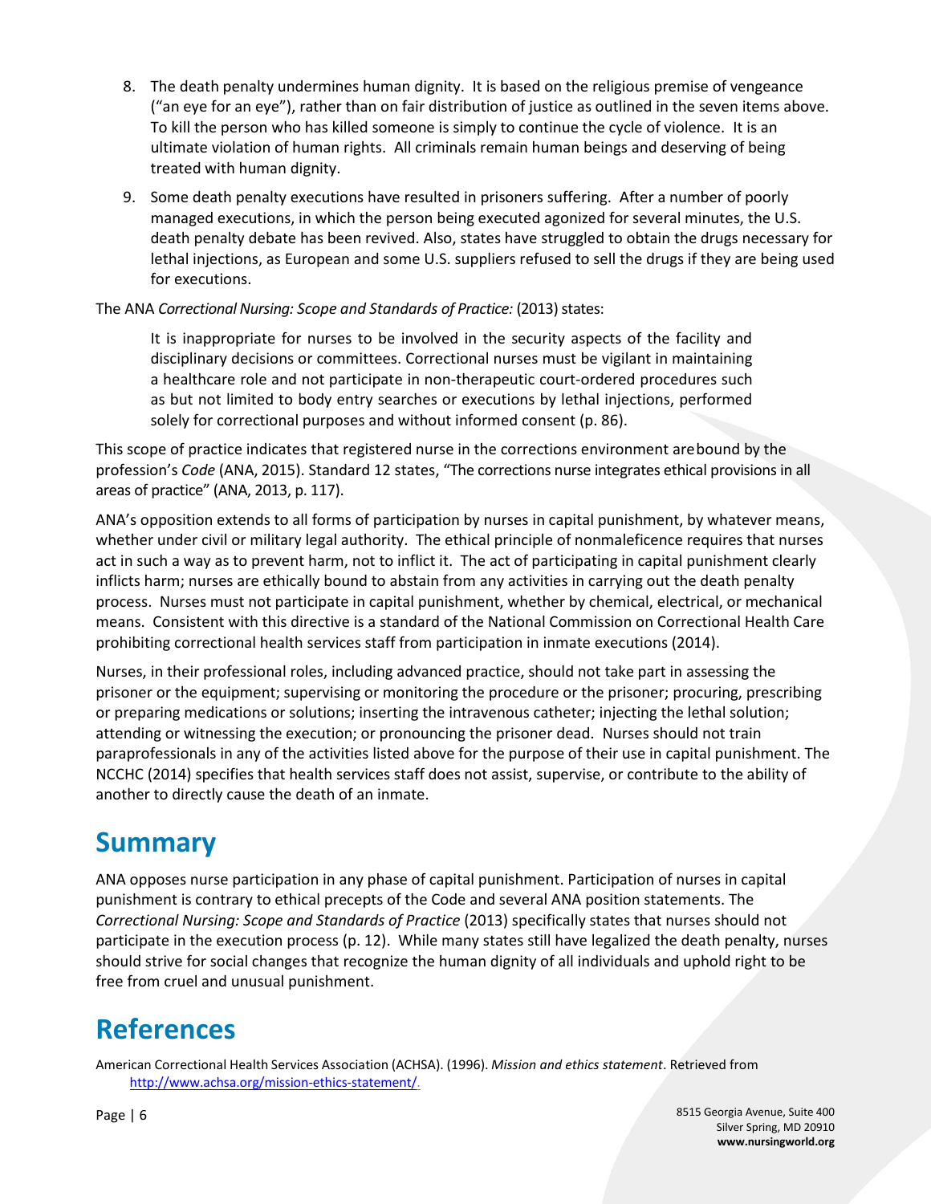8. The death penalty undermines human dignity. It is based on the religious premise of vengeance ("an eye for an eye"), rather than on fair distribution of justice as outlined in the seven items above. To kill the person who has killed someone is simply to continue the cycle of violence. It is an ultimate violation of human rights. All criminals remain human beings and deserving of being treated with human dignity.
9. Some death penalty executions have resulted in prisoners suffering. After a number of poorly managed executions, in which the person being executed agonized for several minutes, the U.S. death penalty debate has been revived. Also, states have struggled to obtain the drugs necessary for lethal injections, as European and some U.S. suppliers refused to sell the drugs if they are being used for executions.

The ANA *Correctional Nursing: Scope and Standards of Practice:* (2013) states:

> It is inappropriate for nurses to be involved in the security aspects of the facility and disciplinary decisions or committees. Correctional nurses must be vigilant in maintaining a healthcare role and not participate in non-therapeutic court-ordered procedures such as but not limited to body entry searches or executions by lethal injections, performed solely for correctional purposes and without informed consent (p. 86).

This scope of practice indicates that registered nurse in the corrections environment arebound by the profession's *Code* (ANA, 2015). Standard 12 states, "The corrections nurse integrates ethical provisions in all areas of practice" (ANA, 2013, p. 117).

ANA's opposition extends to all forms of participation by nurses in capital punishment, by whatever means, whether under civil or military legal authority. The ethical principle of nonmaleficence requires that nurses act in such a way as to prevent harm, not to inflict it. The act of participating in capital punishment clearly inflicts harm; nurses are ethically bound to abstain from any activities in carrying out the death penalty process. Nurses must not participate in capital punishment, whether by chemical, electrical, or mechanical means. Consistent with this directive is a standard of the National Commission on Correctional Health Care prohibiting correctional health services staff from participation in inmate executions (2014).

Nurses, in their professional roles, including advanced practice, should not take part in assessing the prisoner or the equipment; supervising or monitoring the procedure or the prisoner; procuring, prescribing or preparing medications or solutions; inserting the intravenous catheter; injecting the lethal solution; attending or witnessing the execution; or pronouncing the prisoner dead. Nurses should not train paraprofessionals in any of the activities listed above for the purpose of their use in capital punishment. The NCCHC (2014) specifies that health services staff does not assist, supervise, or contribute to the ability of another to directly cause the death of an inmate.

# Summary

ANA opposes nurse participation in any phase of capital punishment. Participation of nurses in capital punishment is contrary to ethical precepts of the Code and several ANA position statements. The *Correctional Nursing: Scope and Standards of Practice* (2013) specifically states that nurses should not participate in the execution process (p. 12). While many states still have legalized the death penalty, nurses should strive for social changes that recognize the human dignity of all individuals and uphold right to be free from cruel and unusual punishment.

# References

American Correctional Health Services Association (ACHSA). (1996). *Mission and ethics statement*. Retrieved from http://www.achsa.org/mission-ethics-statement/.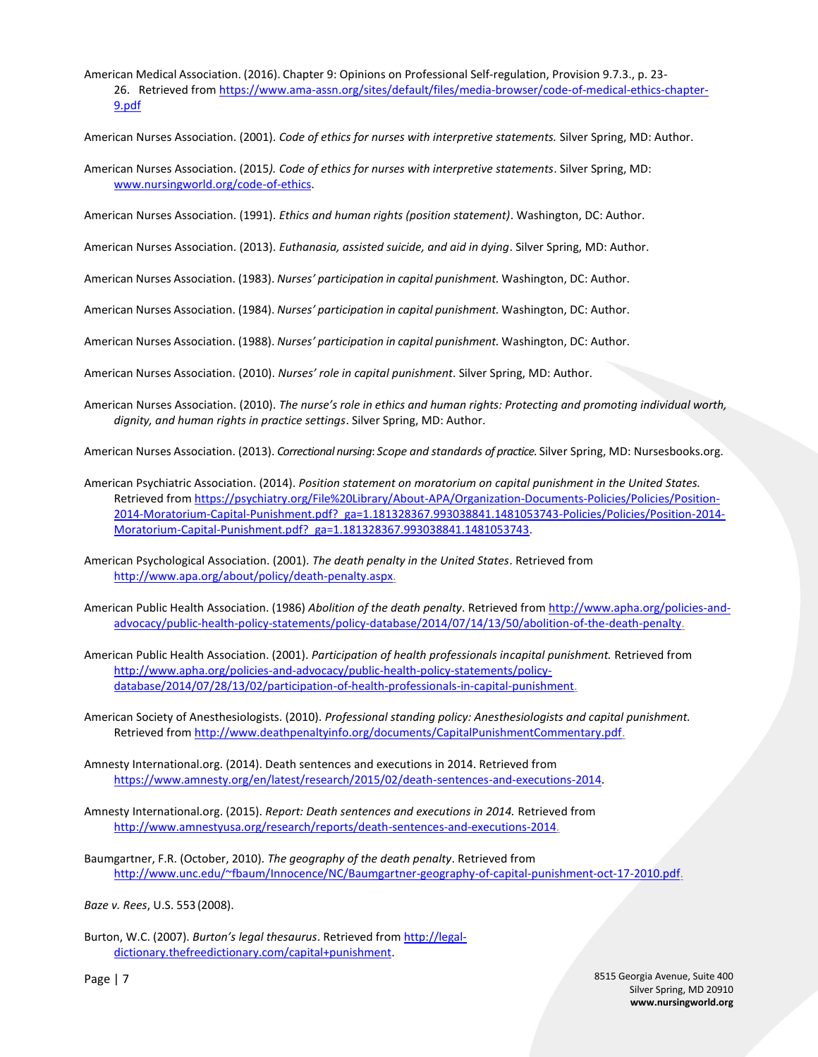American Medical Association. (2016). Chapter 9: Opinions on Professional Self-regulation, Provision 9.7.3., p. 23-26. Retrieved from https://www.ama-assn.org/sites/default/files/media-browser/code-of-medical-ethics-chapter-9.pdf

American Nurses Association. (2001). *Code of ethics for nurses with interpretive statements.* Silver Spring, MD: Author.

American Nurses Association. (2015*). Code of ethics for nurses with interpretive statements*. Silver Spring, MD: www.nursingworld.org/code-of-ethics.

American Nurses Association. (1991). *Ethics and human rights (position statement)*. Washington, DC: Author.

American Nurses Association. (2013). *Euthanasia, assisted suicide, and aid in dying*. Silver Spring, MD: Author.

American Nurses Association. (1983). *Nurses' participation in capital punishment.* Washington, DC: Author.

American Nurses Association. (1984). *Nurses' participation in capital punishment.* Washington, DC: Author.

American Nurses Association. (1988). *Nurses' participation in capital punishment.* Washington, DC: Author.

American Nurses Association. (2010). *Nurses' role in capital punishment*. Silver Spring, MD: Author.

American Nurses Association. (2010). *The nurse's role in ethics and human rights: Protecting and promoting individual worth, dignity, and human rights in practice settings*. Silver Spring, MD: Author.

American Nurses Association. (2013). *Correctional nursing*: *Scope and standards of practice.* Silver Spring, MD: Nursesbooks.org.

American Psychiatric Association. (2014). *Position statement on moratorium on capital punishment in the United States.* Retrieved from https://psychiatry.org/File%20Library/About-APA/Organization-Documents-Policies/Policies/Position-2014-Moratorium-Capital-Punishment.pdf?_ga=1.181328367.993038841.1481053743-Policies/Policies/Position-2014-Moratorium-Capital-Punishment.pdf?_ga=1.181328367.993038841.1481053743.

American Psychological Association. (2001). *The death penalty in the United States*. Retrieved from http://www.apa.org/about/policy/death-penalty.aspx.

American Public Health Association. (1986) *Abolition of the death penalty*. Retrieved from http://www.apha.org/policies-and-advocacy/public-health-policy-statements/policy-database/2014/07/14/13/50/abolition-of-the-death-penalty.

American Public Health Association. (2001). *Participation of health professionals incapital punishment.* Retrieved from http://www.apha.org/policies-and-advocacy/public-health-policy-statements/policy-database/2014/07/28/13/02/participation-of-health-professionals-in-capital-punishment.

American Society of Anesthesiologists. (2010). *Professional standing policy: Anesthesiologists and capital punishment.* Retrieved from http://www.deathpenaltyinfo.org/documents/CapitalPunishmentCommentary.pdf.

Amnesty International.org. (2014). Death sentences and executions in 2014. Retrieved from https://www.amnesty.org/en/latest/research/2015/02/death-sentences-and-executions-2014.

Amnesty International.org. (2015). *Report: Death sentences and executions in 2014.* Retrieved from http://www.amnestyusa.org/research/reports/death-sentences-and-executions-2014.

Baumgartner, F.R. (October, 2010). *The geography of the death penalty*. Retrieved from http://www.unc.edu/~fbaum/Innocence/NC/Baumgartner-geography-of-capital-punishment-oct-17-2010.pdf.

*Baze v. Rees*, U.S. 553 (2008).

Burton, W.C. (2007). *Burton's legal thesaurus*. Retrieved from http://legal-dictionary.thefreedictionary.com/capital+punishment.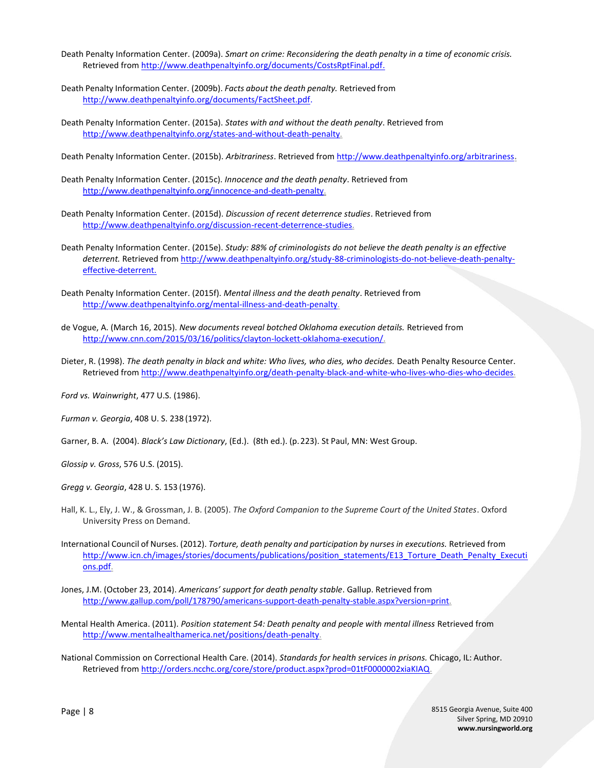Death Penalty Information Center. (2009a). *Smart on crime: Reconsidering the death penalty in a time of economic crisis.* Retrieved from http://www.deathpenaltyinfo.org/documents/CostsRptFinal.pdf.

Death Penalty Information Center. (2009b). *Facts about the death penalty.* Retrieved from http://www.deathpenaltyinfo.org/documents/FactSheet.pdf.

Death Penalty Information Center. (2015a). *States with and without the death penalty*. Retrieved from http://www.deathpenaltyinfo.org/states-and-without-death-penalty.

Death Penalty Information Center. (2015b). *Arbitrariness*. Retrieved from http://www.deathpenaltyinfo.org/arbitrariness.

Death Penalty Information Center. (2015c). *Innocence and the death penalty*. Retrieved from http://www.deathpenaltyinfo.org/innocence-and-death-penalty.

Death Penalty Information Center. (2015d). *Discussion of recent deterrence studies*. Retrieved from http://www.deathpenaltyinfo.org/discussion-recent-deterrence-studies.

Death Penalty Information Center. (2015e). *Study: 88% of criminologists do not believe the death penalty is an effective deterrent.* Retrieved from http://www.deathpenaltyinfo.org/study-88-criminologists-do-not-believe-death-penalty-effective-deterrent.

Death Penalty Information Center. (2015f). *Mental illness and the death penalty*. Retrieved from http://www.deathpenaltyinfo.org/mental-illness-and-death-penalty.

de Vogue, A. (March 16, 2015). *New documents reveal botched Oklahoma execution details.* Retrieved from http://www.cnn.com/2015/03/16/politics/clayton-lockett-oklahoma-execution/.

Dieter, R. (1998). *The death penalty in black and white: Who lives, who dies, who decides.* Death Penalty Resource Center. Retrieved from http://www.deathpenaltyinfo.org/death-penalty-black-and-white-who-lives-who-dies-who-decides.

*Ford vs. Wainwright*, 477 U.S. (1986).

*Furman v. Georgia*, 408 U. S. 238 (1972).

Garner, B. A. (2004). *Black's Law Dictionary*, (Ed.). (8th ed.). (p. 223). St Paul, MN: West Group.

*Glossip v. Gross*, 576 U.S. (2015).

*Gregg v. Georgia*, 428 U. S. 153 (1976).

Hall, K. L., Ely, J. W., & Grossman, J. B. (2005). *The Oxford Companion to the Supreme Court of the United States*. Oxford University Press on Demand.

International Council of Nurses. (2012). *Torture, death penalty and participation by nurses in executions.* Retrieved from http://www.icn.ch/images/stories/documents/publications/position_statements/E13_Torture_Death_Penalty_Executions.pdf.

Jones, J.M. (October 23, 2014). *Americans' support for death penalty stable*. Gallup. Retrieved from http://www.gallup.com/poll/178790/americans-support-death-penalty-stable.aspx?version=print.

Mental Health America. (2011). *Position statement 54: Death penalty and people with mental illness* Retrieved from http://www.mentalhealthamerica.net/positions/death-penalty.

National Commission on Correctional Health Care. (2014). *Standards for health services in prisons.* Chicago, IL: Author. Retrieved from http://orders.ncchc.org/core/store/product.aspx?prod=01tF0000002xiaKIAQ.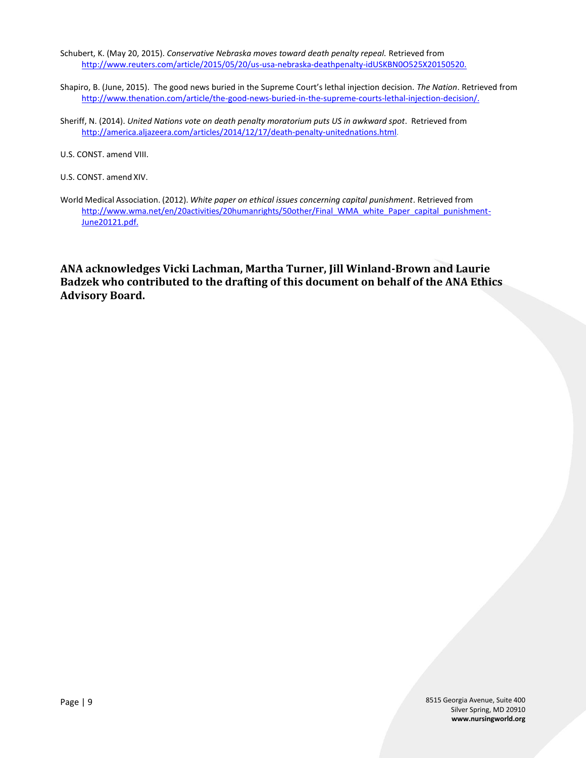Schubert, K. (May 20, 2015). *Conservative Nebraska moves toward death penalty repeal.* Retrieved from http://www.reuters.com/article/2015/05/20/us-usa-nebraska-deathpenalty-idUSKBN0O525X20150520.

Shapiro, B. (June, 2015). The good news buried in the Supreme Court's lethal injection decision. *The Nation*. Retrieved from http://www.thenation.com/article/the-good-news-buried-in-the-supreme-courts-lethal-injection-decision/.

Sheriff, N. (2014). *United Nations vote on death penalty moratorium puts US in awkward spot*. Retrieved from http://america.aljazeera.com/articles/2014/12/17/death-penalty-unitednations.html.

U.S. CONST. amend VIII.

U.S. CONST. amend XIV.

World Medical Association. (2012). *White paper on ethical issues concerning capital punishment*. Retrieved from http://www.wma.net/en/20activities/20humanrights/50other/Final_WMA_white_Paper_capital_punishment-June20121.pdf.

**ANA acknowledges Vicki Lachman, Martha Turner, Jill Winland-Brown and Laurie Badzek who contributed to the drafting of this document on behalf of the ANA Ethics Advisory Board.**